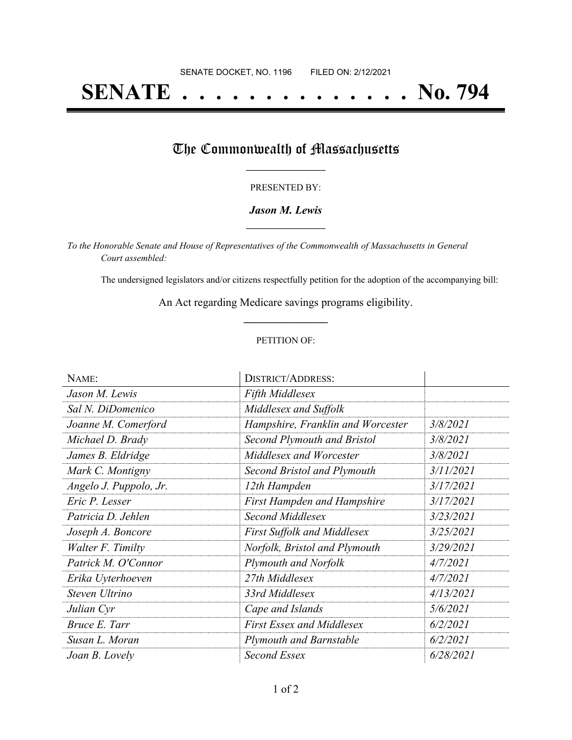SENATE DOCKET, NO. 1196 FILED ON: 2/12/2021

# SENATE . . . . . . . . . . . . . . No. 794

## The Commonwealth of Massachusetts

PRESENTED BY:

***Jason M. Lewis***

*To the Honorable Senate and House of Representatives of the Commonwealth of Massachusetts in General Court assembled:*

The undersigned legislators and/or citizens respectfully petition for the adoption of the accompanying bill:

An Act regarding Medicare savings programs eligibility.

PETITION OF:

| NAME: | DISTRICT/ADDRESS: | |
|---|---|---|
| *Jason M. Lewis* | *Fifth Middlesex* | |
| *Sal N. DiDomenico* | *Middlesex and Suffolk* | |
| *Joanne M. Comerford* | *Hampshire, Franklin and Worcester* | *3/8/2021* |
| *Michael D. Brady* | *Second Plymouth and Bristol* | *3/8/2021* |
| *James B. Eldridge* | *Middlesex and Worcester* | *3/8/2021* |
| *Mark C. Montigny* | *Second Bristol and Plymouth* | *3/11/2021* |
| *Angelo J. Puppolo, Jr.* | *12th Hampden* | *3/17/2021* |
| *Eric P. Lesser* | *First Hampden and Hampshire* | *3/17/2021* |
| *Patricia D. Jehlen* | *Second Middlesex* | *3/23/2021* |
| *Joseph A. Boncore* | *First Suffolk and Middlesex* | *3/25/2021* |
| *Walter F. Timilty* | *Norfolk, Bristol and Plymouth* | *3/29/2021* |
| *Patrick M. O'Connor* | *Plymouth and Norfolk* | *4/7/2021* |
| *Erika Uyterhoeven* | *27th Middlesex* | *4/7/2021* |
| *Steven Ultrino* | *33rd Middlesex* | *4/13/2021* |
| *Julian Cyr* | *Cape and Islands* | *5/6/2021* |
| *Bruce E. Tarr* | *First Essex and Middlesex* | *6/2/2021* |
| *Susan L. Moran* | *Plymouth and Barnstable* | *6/2/2021* |
| *Joan B. Lovely* | *Second Essex* | *6/28/2021* |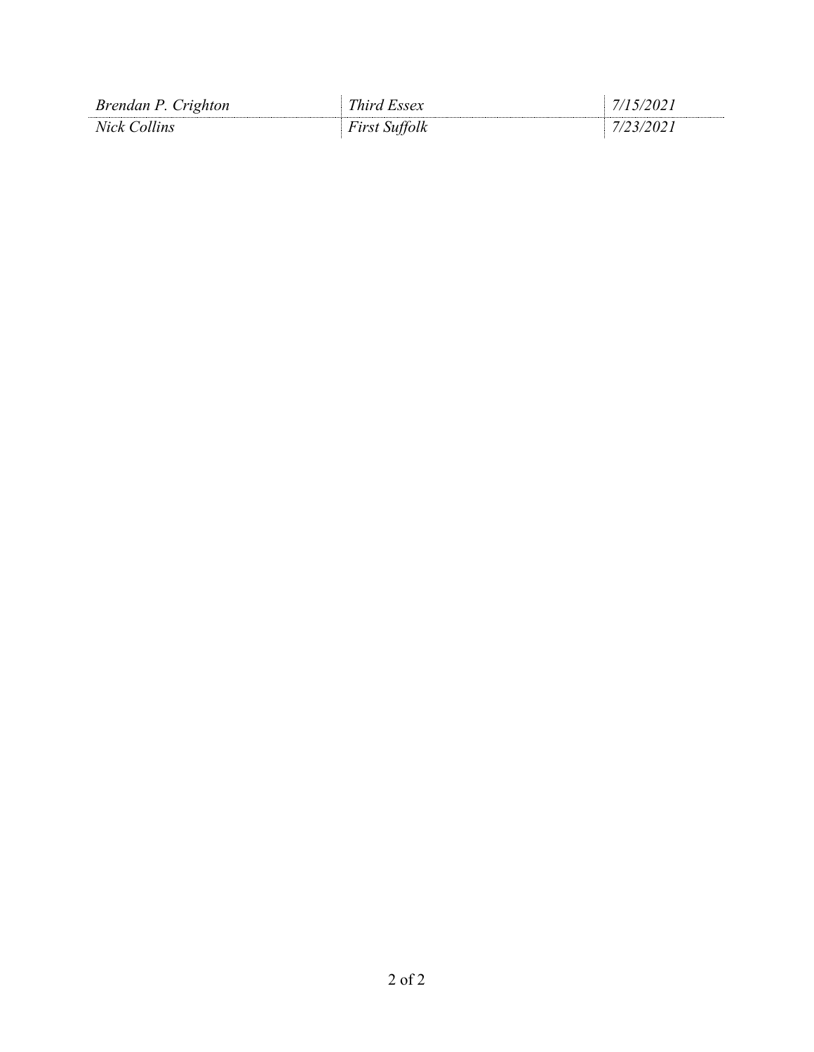| *Brendan P. Crighton* | *Third Essex* | *7/15/2021* |
|---|---|---|
| *Nick Collins* | *First Suffolk* | *7/23/2021* |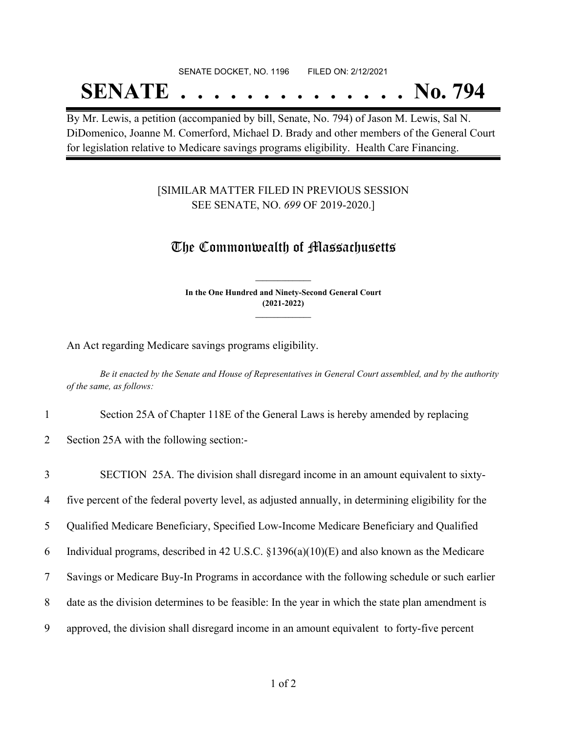SENATE DOCKET, NO. 1196 FILED ON: 2/12/2021

# SENATE . . . . . . . . . . . . . . No. 794

By Mr. Lewis, a petition (accompanied by bill, Senate, No. 794) of Jason M. Lewis, Sal N. DiDomenico, Joanne M. Comerford, Michael D. Brady and other members of the General Court for legislation relative to Medicare savings programs eligibility. Health Care Financing.

[SIMILAR MATTER FILED IN PREVIOUS SESSION SEE SENATE, NO. *699* OF 2019-2020.]

## The Commonwealth of Massachusetts

**In the One Hundred and Ninety-Second General Court (2021-2022)**

An Act regarding Medicare savings programs eligibility.

*Be it enacted by the Senate and House of Representatives in General Court assembled, and by the authority of the same, as follows:*

1 Section 25A of Chapter 118E of the General Laws is hereby amended by replacing
2 Section 25A with the following section:-

3 SECTION 25A. The division shall disregard income in an amount equivalent to sixty-
4 five percent of the federal poverty level, as adjusted annually, in determining eligibility for the
5 Qualified Medicare Beneficiary, Specified Low-Income Medicare Beneficiary and Qualified
6 Individual programs, described in 42 U.S.C. §1396(a)(10)(E) and also known as the Medicare
7 Savings or Medicare Buy-In Programs in accordance with the following schedule or such earlier
8 date as the division determines to be feasible: In the year in which the state plan amendment is
9 approved, the division shall disregard income in an amount equivalent to forty-five percent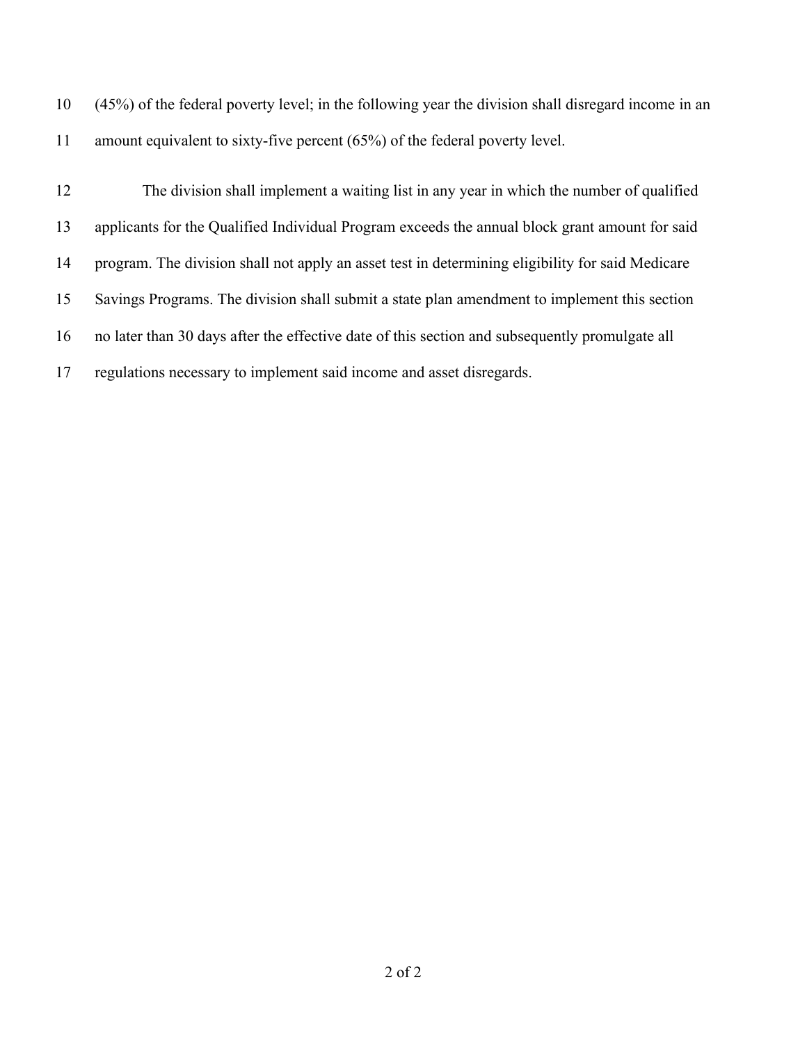(45%) of the federal poverty level; in the following year the division shall disregard income in an amount equivalent to sixty-five percent (65%) of the federal poverty level.

The division shall implement a waiting list in any year in which the number of qualified applicants for the Qualified Individual Program exceeds the annual block grant amount for said program. The division shall not apply an asset test in determining eligibility for said Medicare Savings Programs. The division shall submit a state plan amendment to implement this section no later than 30 days after the effective date of this section and subsequently promulgate all regulations necessary to implement said income and asset disregards.